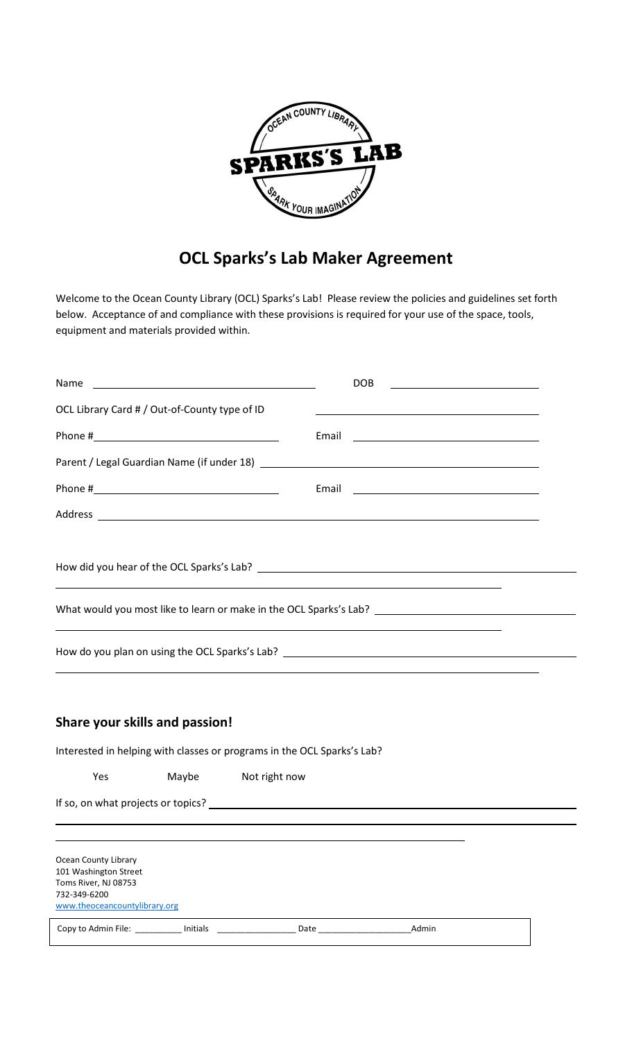# OCL Sparks's Lab Maker Agreement

Welcome to the Ocean County Library (OCL) Sparks's Lab! Please review the policies and guidelines set forth below. Acceptance of and compliance with these provisions is required for your use of the space, tools, equipment and materials provided within.

Name ______________________________ DOB ____________________

OCL Library Card # / Out-of-County type of ID ______________________________

Phone # ________________________ Email ________________________

Parent / Legal Guardian Name (if under 18) ______________________________

Phone # ________________________ Email ________________________

Address ____________________________________________________________

How did you hear of the OCL Sparks's Lab? ______________________________

______________________________________________________________________

What would you most like to learn or make in the OCL Sparks's Lab? ____________________

______________________________________________________________________

How do you plan on using the OCL Sparks's Lab? ______________________________

______________________________________________________________________

## Share your skills and passion!

Interested in helping with classes or programs in the OCL Sparks's Lab?

Yes    Maybe    Not right now

If so, on what projects or topics? ______________________________

______________________________________________________________________

______________________________________________________________________

Ocean County Library
101 Washington Street
Toms River, NJ 08753
732-349-6200
www.theoceancountylibrary.org

Copy to Admin File: __________ Initials ________________ Date ____________________Admin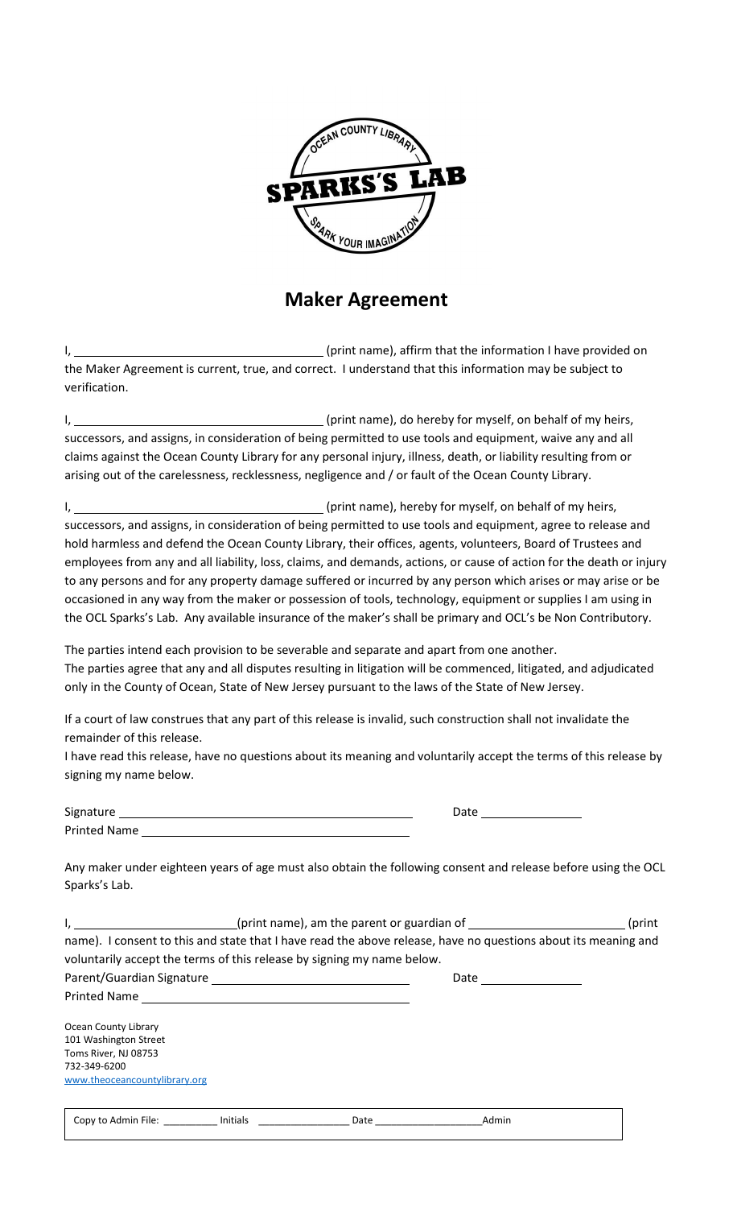# Maker Agreement

I, ______________________________ (print name), affirm that the information I have provided on the Maker Agreement is current, true, and correct. I understand that this information may be subject to verification.

I, ______________________________ (print name), do hereby for myself, on behalf of my heirs, successors, and assigns, in consideration of being permitted to use tools and equipment, waive any and all claims against the Ocean County Library for any personal injury, illness, death, or liability resulting from or arising out of the carelessness, recklessness, negligence and / or fault of the Ocean County Library.

I, ______________________________ (print name), hereby for myself, on behalf of my heirs, successors, and assigns, in consideration of being permitted to use tools and equipment, agree to release and hold harmless and defend the Ocean County Library, their offices, agents, volunteers, Board of Trustees and employees from any and all liability, loss, claims, and demands, actions, or cause of action for the death or injury to any persons and for any property damage suffered or incurred by any person which arises or may arise or be occasioned in any way from the maker or possession of tools, technology, equipment or supplies I am using in the OCL Sparks's Lab. Any available insurance of the maker's shall be primary and OCL's be Non Contributory.

The parties intend each provision to be severable and separate and apart from one another.
The parties agree that any and all disputes resulting in litigation will be commenced, litigated, and adjudicated only in the County of Ocean, State of New Jersey pursuant to the laws of the State of New Jersey.

If a court of law construes that any part of this release is invalid, such construction shall not invalidate the remainder of this release.
I have read this release, have no questions about its meaning and voluntarily accept the terms of this release by signing my name below.

Signature ______________________________ Date ______________
Printed Name ______________________________

Any maker under eighteen years of age must also obtain the following consent and release before using the OCL Sparks's Lab.

I, ____________________(print name), am the parent or guardian of ____________________ (print name). I consent to this and state that I have read the above release, have no questions about its meaning and voluntarily accept the terms of this release by signing my name below.
Parent/Guardian Signature ______________________________ Date ______________
Printed Name ______________________________

Ocean County Library
101 Washington Street
Toms River, NJ 08753
732-349-6200
www.theoceancountylibrary.org

Copy to Admin File: __________ Initials ______________ Date ________________Admin